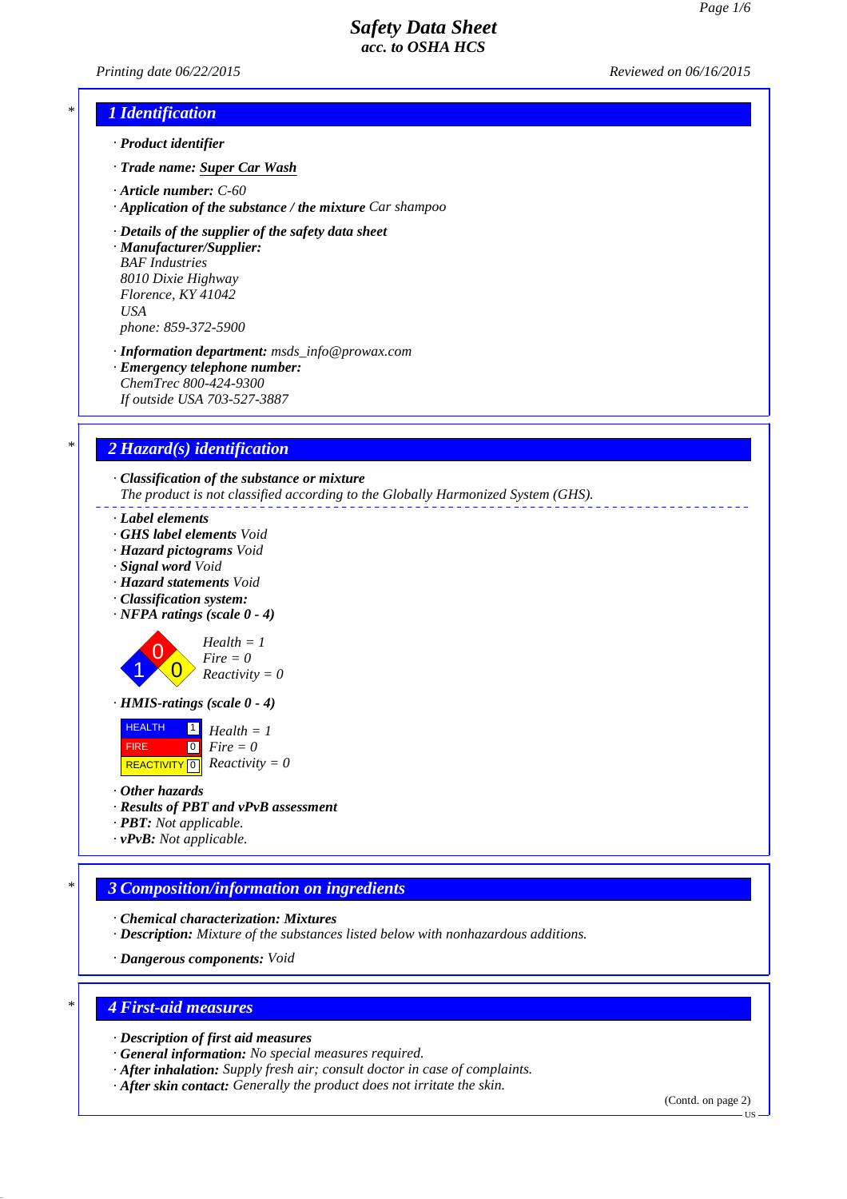# Safety Data Sheet
acc. to OSHA HCS

Printing date 06/22/2015 Reviewed on 06/16/2015

## 1 Identification

· **Product identifier**

· **Trade name: Super Car Wash**

· **Article number:** C-60
· **Application of the substance / the mixture** Car shampoo

· **Details of the supplier of the safety data sheet**
· **Manufacturer/Supplier:**
BAF Industries
8010 Dixie Highway
Florence, KY 41042
USA
phone: 859-372-5900

· **Information department:** msds_info@prowax.com
· **Emergency telephone number:**
ChemTrec 800-424-9300
If outside USA 703-527-3887

## 2 Hazard(s) identification

· **Classification of the substance or mixture**
The product is not classified according to the Globally Harmonized System (GHS).

· **Label elements**
· **GHS label elements** Void
· **Hazard pictograms** Void
· **Signal word** Void
· **Hazard statements** Void
· **Classification system:**
· **NFPA ratings (scale 0 - 4)**

Health = 1
Fire = 0
Reactivity = 0

· **HMIS-ratings (scale 0 - 4)**

| | | |
|---|---|---|
| HEALTH | 1 | Health = 1 |
| FIRE | 0 | Fire = 0 |
| REACTIVITY | 0 | Reactivity = 0 |

· **Other hazards**
· **Results of PBT and vPvB assessment**
· **PBT:** Not applicable.
· **vPvB:** Not applicable.

## 3 Composition/information on ingredients

· **Chemical characterization: Mixtures**
· **Description:** Mixture of the substances listed below with nonhazardous additions.

· **Dangerous components:** Void

## 4 First-aid measures

· **Description of first aid measures**
· **General information:** No special measures required.
· **After inhalation:** Supply fresh air; consult doctor in case of complaints.
· **After skin contact:** Generally the product does not irritate the skin.

(Contd. on page 2)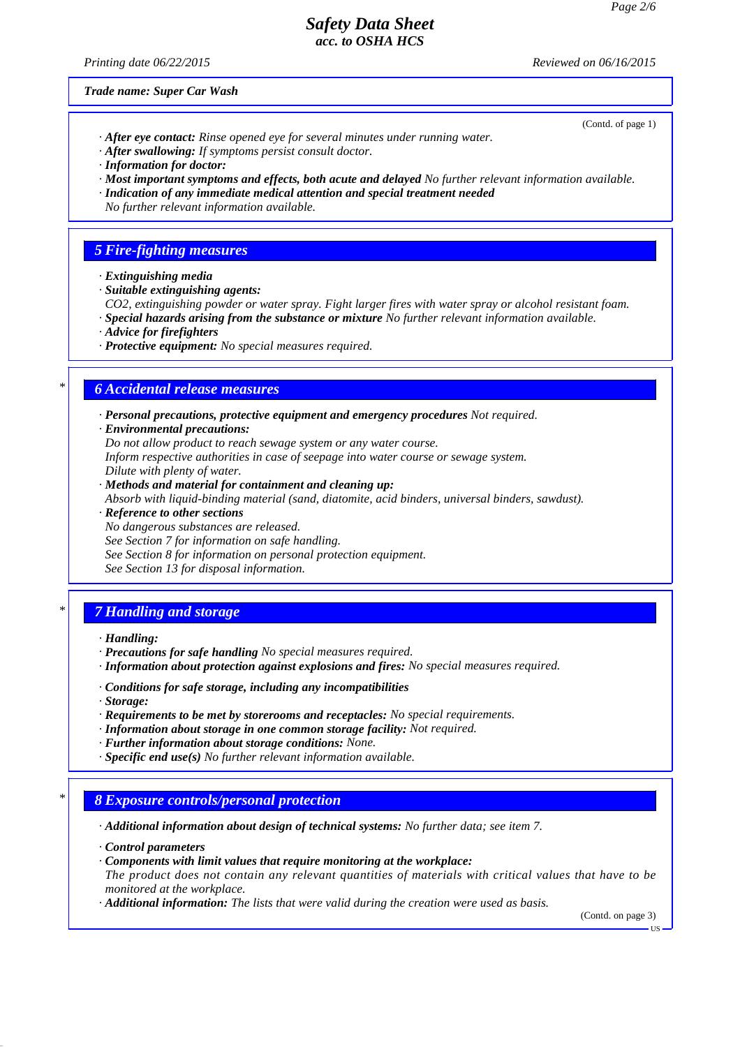Trade name: Super Car Wash

(Contd. of page 1)

· **After eye contact:** Rinse opened eye for several minutes under running water.
· **After swallowing:** If symptoms persist consult doctor.
· **Information for doctor:**
· **Most important symptoms and effects, both acute and delayed** No further relevant information available.
· **Indication of any immediate medical attention and special treatment needed**
No further relevant information available.

## 5 Fire-fighting measures

· **Extinguishing media**
· **Suitable extinguishing agents:**
$CO_2$, extinguishing powder or water spray. Fight larger fires with water spray or alcohol resistant foam.
· **Special hazards arising from the substance or mixture** No further relevant information available.
· **Advice for firefighters**
· **Protective equipment:** No special measures required.

## 6 Accidental release measures

· **Personal precautions, protective equipment and emergency procedures** Not required.
· **Environmental precautions:**
Do not allow product to reach sewage system or any water course.
Inform respective authorities in case of seepage into water course or sewage system.
Dilute with plenty of water.
· **Methods and material for containment and cleaning up:**
Absorb with liquid-binding material (sand, diatomite, acid binders, universal binders, sawdust).
· **Reference to other sections**
No dangerous substances are released.
See Section 7 for information on safe handling.
See Section 8 for information on personal protection equipment.
See Section 13 for disposal information.

## 7 Handling and storage

· **Handling:**
· **Precautions for safe handling** No special measures required.
· **Information about protection against explosions and fires:** No special measures required.

· **Conditions for safe storage, including any incompatibilities**
· **Storage:**
· **Requirements to be met by storerooms and receptacles:** No special requirements.
· **Information about storage in one common storage facility:** Not required.
· **Further information about storage conditions:** None.
· **Specific end use(s)** No further relevant information available.

## 8 Exposure controls/personal protection

· **Additional information about design of technical systems:** No further data; see item 7.

· **Control parameters**
· **Components with limit values that require monitoring at the workplace:**
The product does not contain any relevant quantities of materials with critical values that have to be monitored at the workplace.
· **Additional information:** The lists that were valid during the creation were used as basis.

(Contd. on page 3)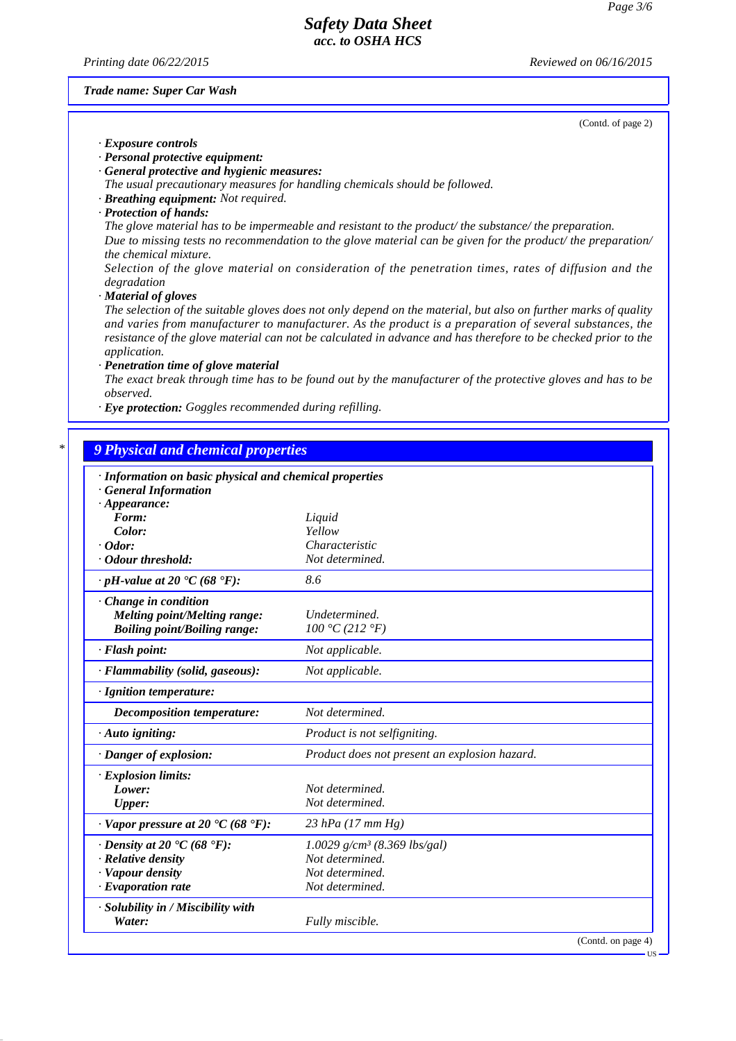Trade name: Super Car Wash

(Contd. of page 2)

· *Exposure controls*
· *Personal protective equipment:*
· *General protective and hygienic measures:*
The usual precautionary measures for handling chemicals should be followed.
· *Breathing equipment:* Not required.
· *Protection of hands:*
The glove material has to be impermeable and resistant to the product/ the substance/ the preparation.
Due to missing tests no recommendation to the glove material can be given for the product/ the preparation/ the chemical mixture.
Selection of the glove material on consideration of the penetration times, rates of diffusion and the degradation
· *Material of gloves*
The selection of the suitable gloves does not only depend on the material, but also on further marks of quality and varies from manufacturer to manufacturer. As the product is a preparation of several substances, the resistance of the glove material can not be calculated in advance and has therefore to be checked prior to the application.
· *Penetration time of glove material*
The exact break through time has to be found out by the manufacturer of the protective gloves and has to be observed.
· *Eye protection:* Goggles recommended during refilling.

## 9 Physical and chemical properties

| | |
|---|---|
| · **Information on basic physical and chemical properties** | |
| · **General Information** | |
| · **Appearance:** | |
| **Form:** | Liquid |
| **Color:** | Yellow |
| · **Odor:** | Characteristic |
| · **Odour threshold:** | Not determined. |
| · **pH-value at 20 °C (68 °F):** | 8.6 |
| · **Change in condition** | |
| **Melting point/Melting range:** | Undetermined. |
| **Boiling point/Boiling range:** | 100 °C (212 °F) |
| · **Flash point:** | Not applicable. |
| · **Flammability (solid, gaseous):** | Not applicable. |
| · **Ignition temperature:** | |
| **Decomposition temperature:** | Not determined. |
| · **Auto igniting:** | Product is not selfigniting. |
| · **Danger of explosion:** | Product does not present an explosion hazard. |
| · **Explosion limits:** | |
| **Lower:** | Not determined. |
| **Upper:** | Not determined. |
| · **Vapor pressure at 20 °C (68 °F):** | 23 hPa (17 mm Hg) |
| · **Density at 20 °C (68 °F):** | 1.0029 g/cm³ (8.369 lbs/gal) |
| · **Relative density** | Not determined. |
| · **Vapour density** | Not determined. |
| · **Evaporation rate** | Not determined. |
| · **Solubility in / Miscibility with** | |
| **Water:** | Fully miscible. |

(Contd. on page 4)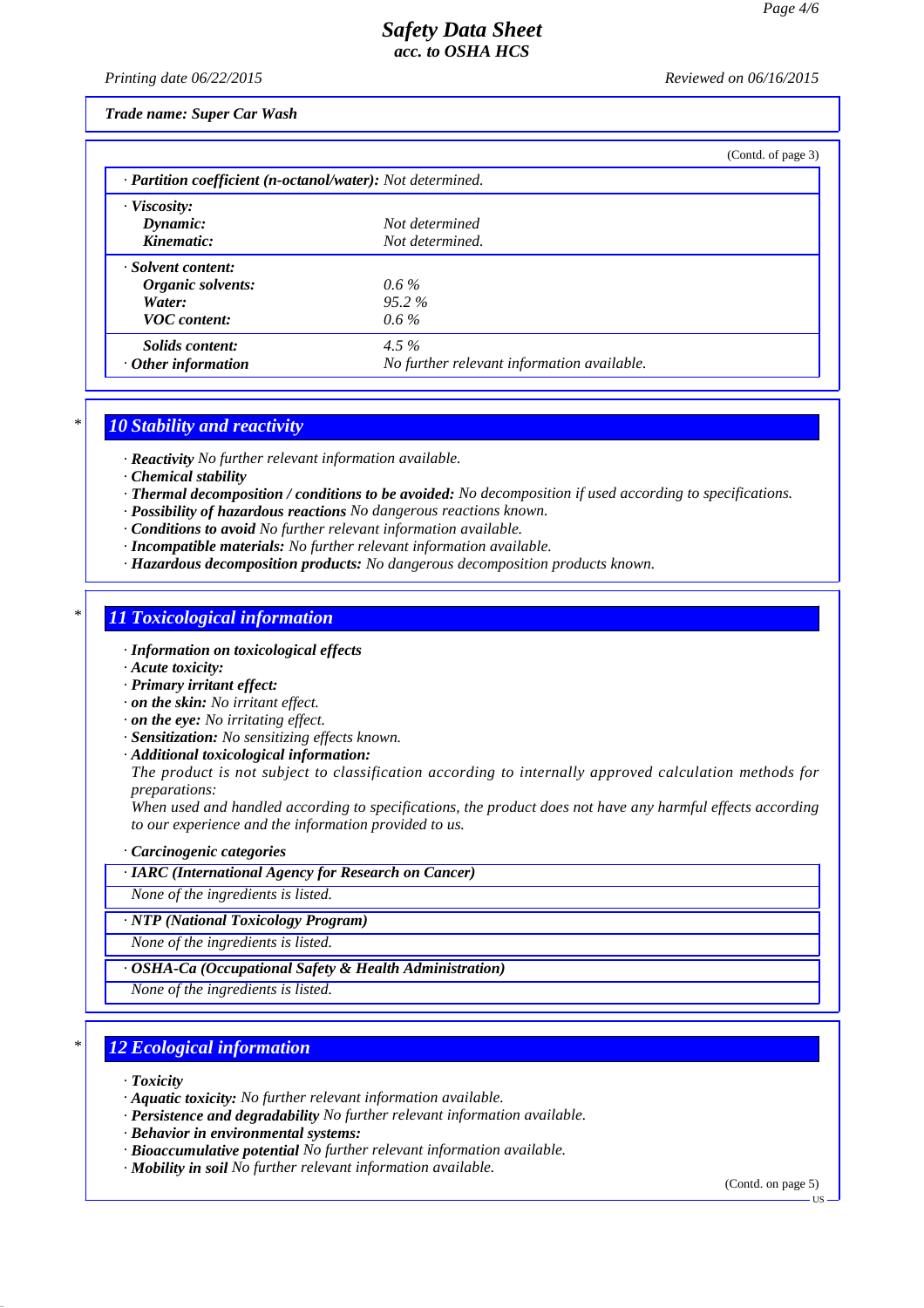Trade name: Super Car Wash

(Contd. of page 3)

| · **Partition coefficient (n-octanol/water):** Not determined. | |
|---|---|
| · **Viscosity:** | |
| **Dynamic:** | Not determined |
| **Kinematic:** | Not determined. |
| · **Solvent content:** | |
| **Organic solvents:** | 0.6 % |
| **Water:** | 95.2 % |
| **VOC content:** | 0.6 % |
| **Solids content:** | 4.5 % |
| · **Other information** | No further relevant information available. |

## * 10 Stability and reactivity

- · **Reactivity** No further relevant information available.
- · **Chemical stability**
- · **Thermal decomposition / conditions to be avoided:** No decomposition if used according to specifications.
- · **Possibility of hazardous reactions** No dangerous reactions known.
- · **Conditions to avoid** No further relevant information available.
- · **Incompatible materials:** No further relevant information available.
- · **Hazardous decomposition products:** No dangerous decomposition products known.

## * 11 Toxicological information

- · **Information on toxicological effects**
- · **Acute toxicity:**
- · **Primary irritant effect:**
- · **on the skin:** No irritant effect.
- · **on the eye:** No irritating effect.
- · **Sensitization:** No sensitizing effects known.
- · **Additional toxicological information:**

  The product is not subject to classification according to internally approved calculation methods for preparations:

  When used and handled according to specifications, the product does not have any harmful effects according to our experience and the information provided to us.

- · **Carcinogenic categories**

| · **IARC (International Agency for Research on Cancer)** |
|---|
| None of the ingredients is listed. |

| · **NTP (National Toxicology Program)** |
|---|
| None of the ingredients is listed. |

| · **OSHA-Ca (Occupational Safety & Health Administration)** |
|---|
| None of the ingredients is listed. |

## * 12 Ecological information

- · **Toxicity**
- · **Aquatic toxicity:** No further relevant information available.
- · **Persistence and degradability** No further relevant information available.
- · **Behavior in environmental systems:**
- · **Bioaccumulative potential** No further relevant information available.
- · **Mobility in soil** No further relevant information available.

(Contd. on page 5)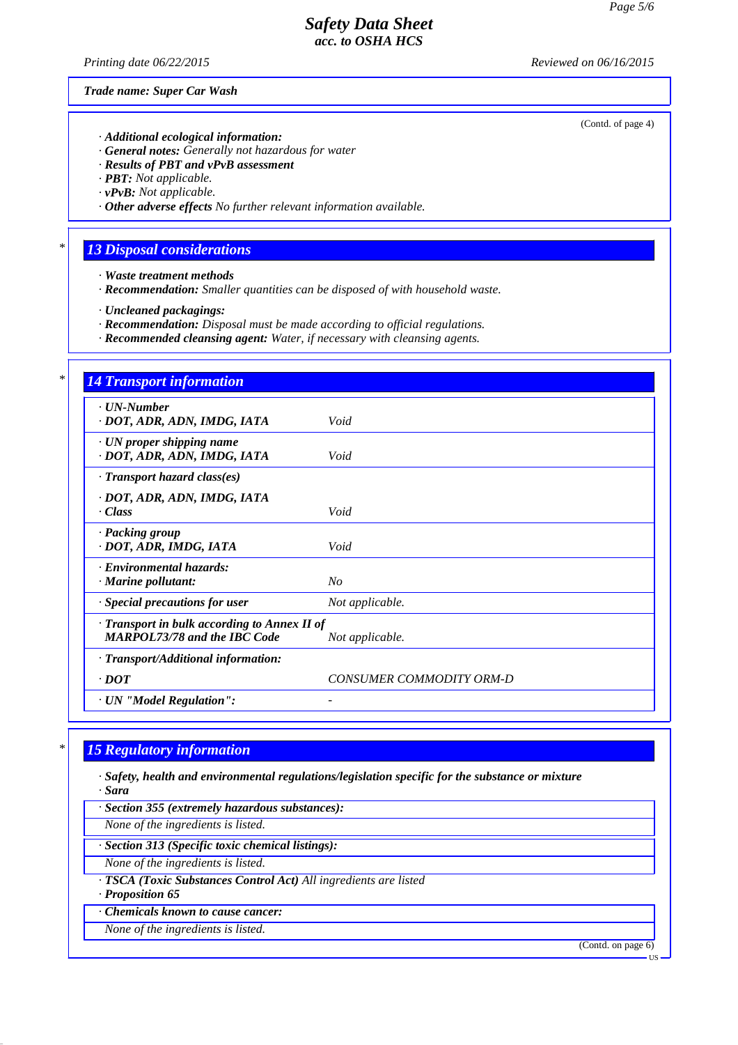Trade name: Super Car Wash

(Contd. of page 4)

· **Additional ecological information:**
· **General notes:** Generally not hazardous for water
· **Results of PBT and vPvB assessment**
· **PBT:** Not applicable.
· **vPvB:** Not applicable.
· **Other adverse effects** No further relevant information available.

## 13 Disposal considerations

· **Waste treatment methods**
· **Recommendation:** Smaller quantities can be disposed of with household waste.

· **Uncleaned packagings:**
· **Recommendation:** Disposal must be made according to official regulations.
· **Recommended cleansing agent:** Water, if necessary with cleansing agents.

## 14 Transport information

| | |
|---|---|
| · **UN-Number**<br>· **DOT, ADR, ADN, IMDG, IATA** | Void |
| · **UN proper shipping name**<br>· **DOT, ADR, ADN, IMDG, IATA** | Void |
| · **Transport hazard class(es)**<br>· **DOT, ADR, ADN, IMDG, IATA**<br>· **Class** | Void |
| · **Packing group**<br>· **DOT, ADR, IMDG, IATA** | Void |
| · **Environmental hazards:**<br>· **Marine pollutant:** | No |
| · **Special precautions for user** | Not applicable. |
| · **Transport in bulk according to Annex II of MARPOL73/78 and the IBC Code** | Not applicable. |
| · **Transport/Additional information:**<br>· **DOT** | CONSUMER COMMODITY ORM-D |
| · **UN "Model Regulation":** | - |

## 15 Regulatory information

· **Safety, health and environmental regulations/legislation specific for the substance or mixture**
· **Sara**

· **Section 355 (extremely hazardous substances):**
None of the ingredients is listed.

· **Section 313 (Specific toxic chemical listings):**
None of the ingredients is listed.

· **TSCA (Toxic Substances Control Act)** All ingredients are listed
· **Proposition 65**

· **Chemicals known to cause cancer:**
None of the ingredients is listed.

(Contd. on page 6)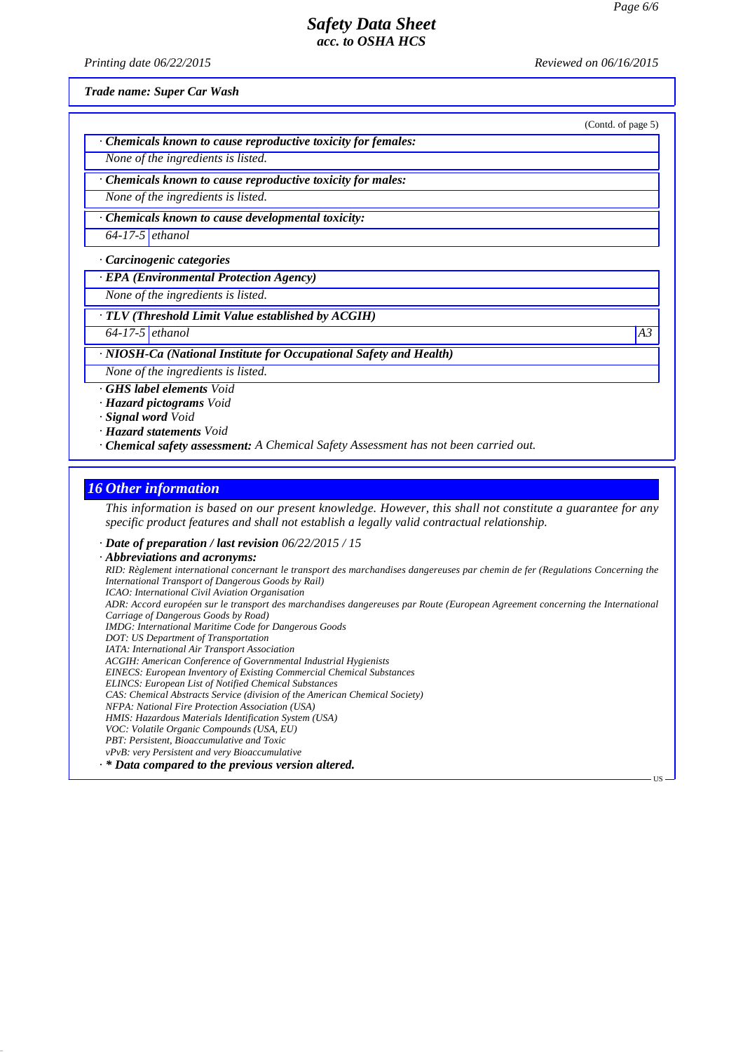*Trade name: Super Car Wash*

(Contd. of page 5)

· **Chemicals known to cause reproductive toxicity for females:**

None of the ingredients is listed.

· **Chemicals known to cause reproductive toxicity for males:**

None of the ingredients is listed.

· **Chemicals known to cause developmental toxicity:**

| | |
|---|---|
| 64-17-5 | ethanol |

· **Carcinogenic categories**

· **EPA (Environmental Protection Agency)**

None of the ingredients is listed.

· **TLV (Threshold Limit Value established by ACGIH)**

| | | |
|---|---|---|
| 64-17-5 | ethanol | A3 |

· **NIOSH-Ca (National Institute for Occupational Safety and Health)**

None of the ingredients is listed.

· **GHS label elements** Void
· **Hazard pictograms** Void
· **Signal word** Void
· **Hazard statements** Void
· **Chemical safety assessment:** A Chemical Safety Assessment has not been carried out.

## 16 Other information

This information is based on our present knowledge. However, this shall not constitute a guarantee for any specific product features and shall not establish a legally valid contractual relationship.

· **Date of preparation / last revision** 06/22/2015 / 15

· **Abbreviations and acronyms:**

RID: Règlement international concernant le transport des marchandises dangereuses par chemin de fer (Regulations Concerning the International Transport of Dangerous Goods by Rail)
ICAO: International Civil Aviation Organisation
ADR: Accord européen sur le transport des marchandises dangereuses par Route (European Agreement concerning the International Carriage of Dangerous Goods by Road)
IMDG: International Maritime Code for Dangerous Goods
DOT: US Department of Transportation
IATA: International Air Transport Association
ACGIH: American Conference of Governmental Industrial Hygienists
EINECS: European Inventory of Existing Commercial Chemical Substances
ELINCS: European List of Notified Chemical Substances
CAS: Chemical Abstracts Service (division of the American Chemical Society)
NFPA: National Fire Protection Association (USA)
HMIS: Hazardous Materials Identification System (USA)
VOC: Volatile Organic Compounds (USA, EU)
PBT: Persistent, Bioaccumulative and Toxic
vPvB: very Persistent and very Bioaccumulative

· **\* Data compared to the previous version altered.**